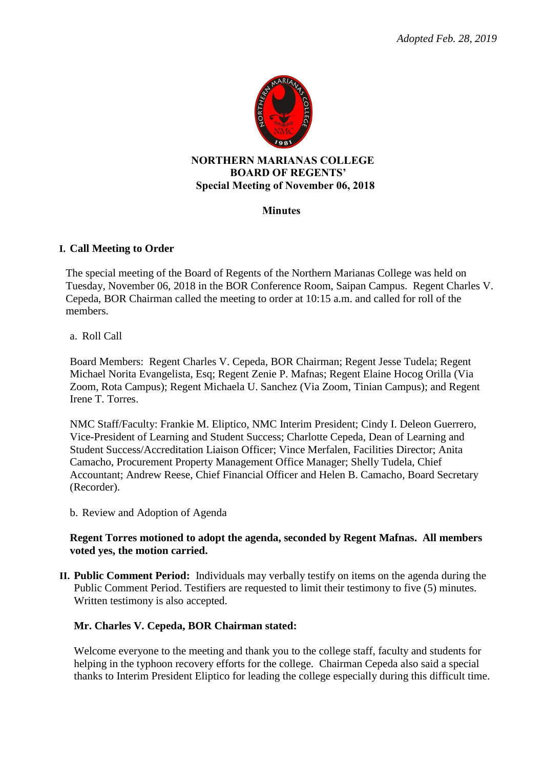*Adopted Feb. 28, 2019*

**NORTHERN MARIANAS COLLEGE**
**BOARD OF REGENTS'**
**Special Meeting of November 06, 2018**

**Minutes**

## I. Call Meeting to Order

The special meeting of the Board of Regents of the Northern Marianas College was held on Tuesday, November 06, 2018 in the BOR Conference Room, Saipan Campus. Regent Charles V. Cepeda, BOR Chairman called the meeting to order at 10:15 a.m. and called for roll of the members.

a. Roll Call

Board Members: Regent Charles V. Cepeda, BOR Chairman; Regent Jesse Tudela; Regent Michael Norita Evangelista, Esq; Regent Zenie P. Mafnas; Regent Elaine Hocog Orilla (Via Zoom, Rota Campus); Regent Michaela U. Sanchez (Via Zoom, Tinian Campus); and Regent Irene T. Torres.

NMC Staff/Faculty: Frankie M. Eliptico, NMC Interim President; Cindy I. Deleon Guerrero, Vice-President of Learning and Student Success; Charlotte Cepeda, Dean of Learning and Student Success/Accreditation Liaison Officer; Vince Merfalen, Facilities Director; Anita Camacho, Procurement Property Management Office Manager; Shelly Tudela, Chief Accountant; Andrew Reese, Chief Financial Officer and Helen B. Camacho, Board Secretary (Recorder).

b. Review and Adoption of Agenda

**Regent Torres motioned to adopt the agenda, seconded by Regent Mafnas. All members voted yes, the motion carried.**

## II. Public Comment Period:

**Public Comment Period:** Individuals may verbally testify on items on the agenda during the Public Comment Period. Testifiers are requested to limit their testimony to five (5) minutes. Written testimony is also accepted.

**Mr. Charles V. Cepeda, BOR Chairman stated:**

Welcome everyone to the meeting and thank you to the college staff, faculty and students for helping in the typhoon recovery efforts for the college. Chairman Cepeda also said a special thanks to Interim President Eliptico for leading the college especially during this difficult time.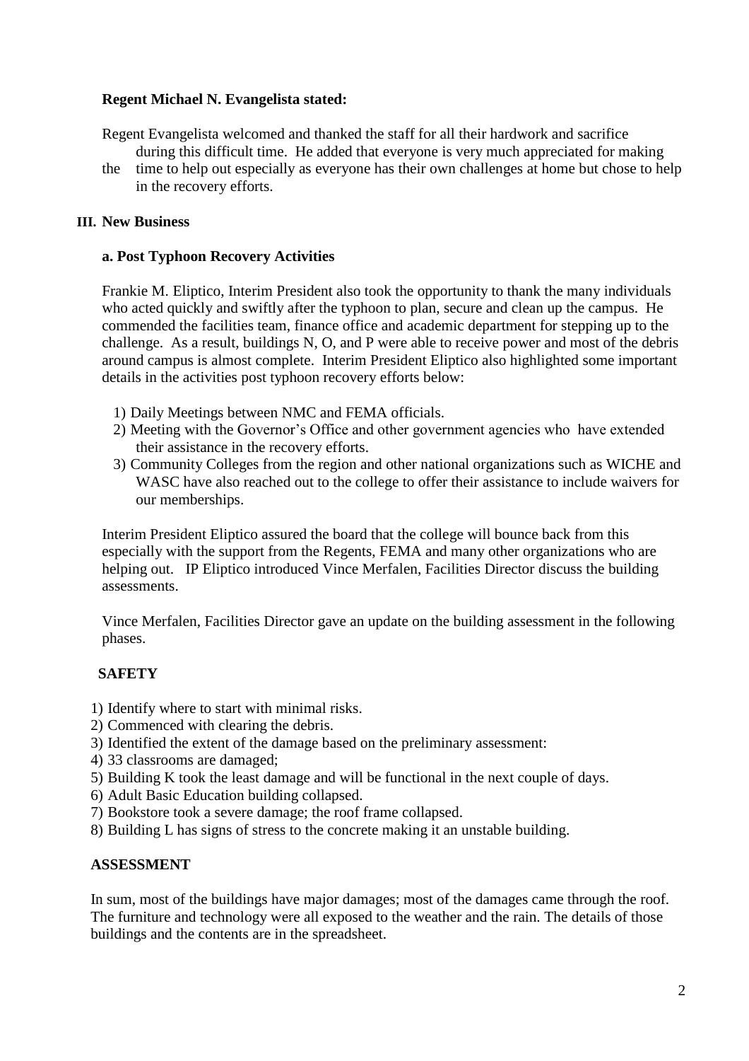**Regent Michael N. Evangelista stated:**

Regent Evangelista welcomed and thanked the staff for all their hardwork and sacrifice during this difficult time. He added that everyone is very much appreciated for making the time to help out especially as everyone has their own challenges at home but chose to help in the recovery efforts.

**III. New Business**

**a. Post Typhoon Recovery Activities**

Frankie M. Eliptico, Interim President also took the opportunity to thank the many individuals who acted quickly and swiftly after the typhoon to plan, secure and clean up the campus. He commended the facilities team, finance office and academic department for stepping up to the challenge. As a result, buildings N, O, and P were able to receive power and most of the debris around campus is almost complete. Interim President Eliptico also highlighted some important details in the activities post typhoon recovery efforts below:

1) Daily Meetings between NMC and FEMA officials.
2) Meeting with the Governor's Office and other government agencies who have extended their assistance in the recovery efforts.
3) Community Colleges from the region and other national organizations such as WICHE and WASC have also reached out to the college to offer their assistance to include waivers for our memberships.

Interim President Eliptico assured the board that the college will bounce back from this especially with the support from the Regents, FEMA and many other organizations who are helping out. IP Eliptico introduced Vince Merfalen, Facilities Director discuss the building assessments.

Vince Merfalen, Facilities Director gave an update on the building assessment in the following phases.

**SAFETY**

1) Identify where to start with minimal risks.
2) Commenced with clearing the debris.
3) Identified the extent of the damage based on the preliminary assessment:
4) 33 classrooms are damaged;
5) Building K took the least damage and will be functional in the next couple of days.
6) Adult Basic Education building collapsed.
7) Bookstore took a severe damage; the roof frame collapsed.
8) Building L has signs of stress to the concrete making it an unstable building.

**ASSESSMENT**

In sum, most of the buildings have major damages; most of the damages came through the roof. The furniture and technology were all exposed to the weather and the rain. The details of those buildings and the contents are in the spreadsheet.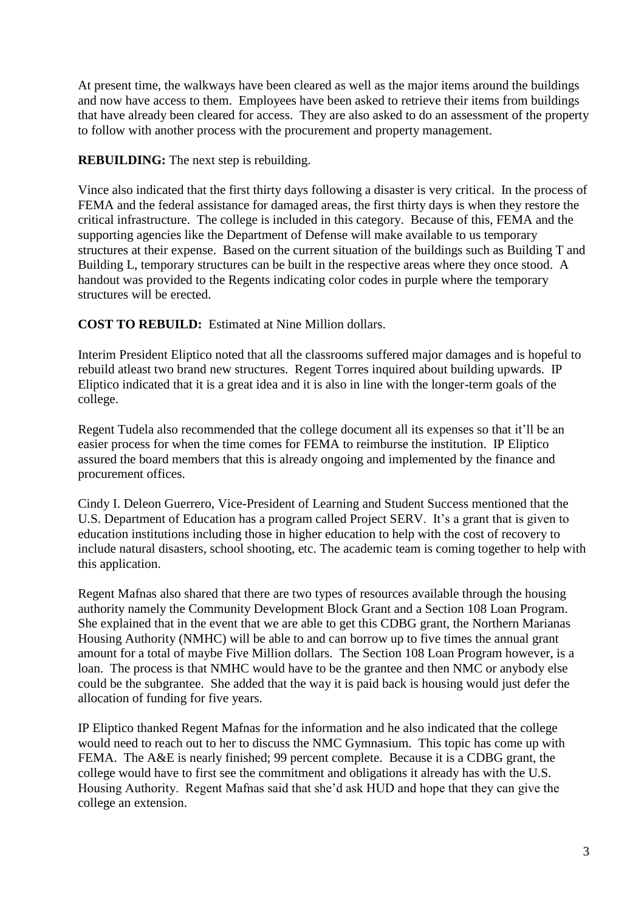At present time, the walkways have been cleared as well as the major items around the buildings and now have access to them. Employees have been asked to retrieve their items from buildings that have already been cleared for access. They are also asked to do an assessment of the property to follow with another process with the procurement and property management.

**REBUILDING:** The next step is rebuilding.

Vince also indicated that the first thirty days following a disaster is very critical. In the process of FEMA and the federal assistance for damaged areas, the first thirty days is when they restore the critical infrastructure. The college is included in this category. Because of this, FEMA and the supporting agencies like the Department of Defense will make available to us temporary structures at their expense. Based on the current situation of the buildings such as Building T and Building L, temporary structures can be built in the respective areas where they once stood. A handout was provided to the Regents indicating color codes in purple where the temporary structures will be erected.

**COST TO REBUILD:** Estimated at Nine Million dollars.

Interim President Eliptico noted that all the classrooms suffered major damages and is hopeful to rebuild atleast two brand new structures. Regent Torres inquired about building upwards. IP Eliptico indicated that it is a great idea and it is also in line with the longer-term goals of the college.

Regent Tudela also recommended that the college document all its expenses so that it'll be an easier process for when the time comes for FEMA to reimburse the institution. IP Eliptico assured the board members that this is already ongoing and implemented by the finance and procurement offices.

Cindy I. Deleon Guerrero, Vice-President of Learning and Student Success mentioned that the U.S. Department of Education has a program called Project SERV. It's a grant that is given to education institutions including those in higher education to help with the cost of recovery to include natural disasters, school shooting, etc. The academic team is coming together to help with this application.

Regent Mafnas also shared that there are two types of resources available through the housing authority namely the Community Development Block Grant and a Section 108 Loan Program. She explained that in the event that we are able to get this CDBG grant, the Northern Marianas Housing Authority (NMHC) will be able to and can borrow up to five times the annual grant amount for a total of maybe Five Million dollars. The Section 108 Loan Program however, is a loan. The process is that NMHC would have to be the grantee and then NMC or anybody else could be the subgrantee. She added that the way it is paid back is housing would just defer the allocation of funding for five years.

IP Eliptico thanked Regent Mafnas for the information and he also indicated that the college would need to reach out to her to discuss the NMC Gymnasium. This topic has come up with FEMA. The A&E is nearly finished; 99 percent complete. Because it is a CDBG grant, the college would have to first see the commitment and obligations it already has with the U.S. Housing Authority. Regent Mafnas said that she'd ask HUD and hope that they can give the college an extension.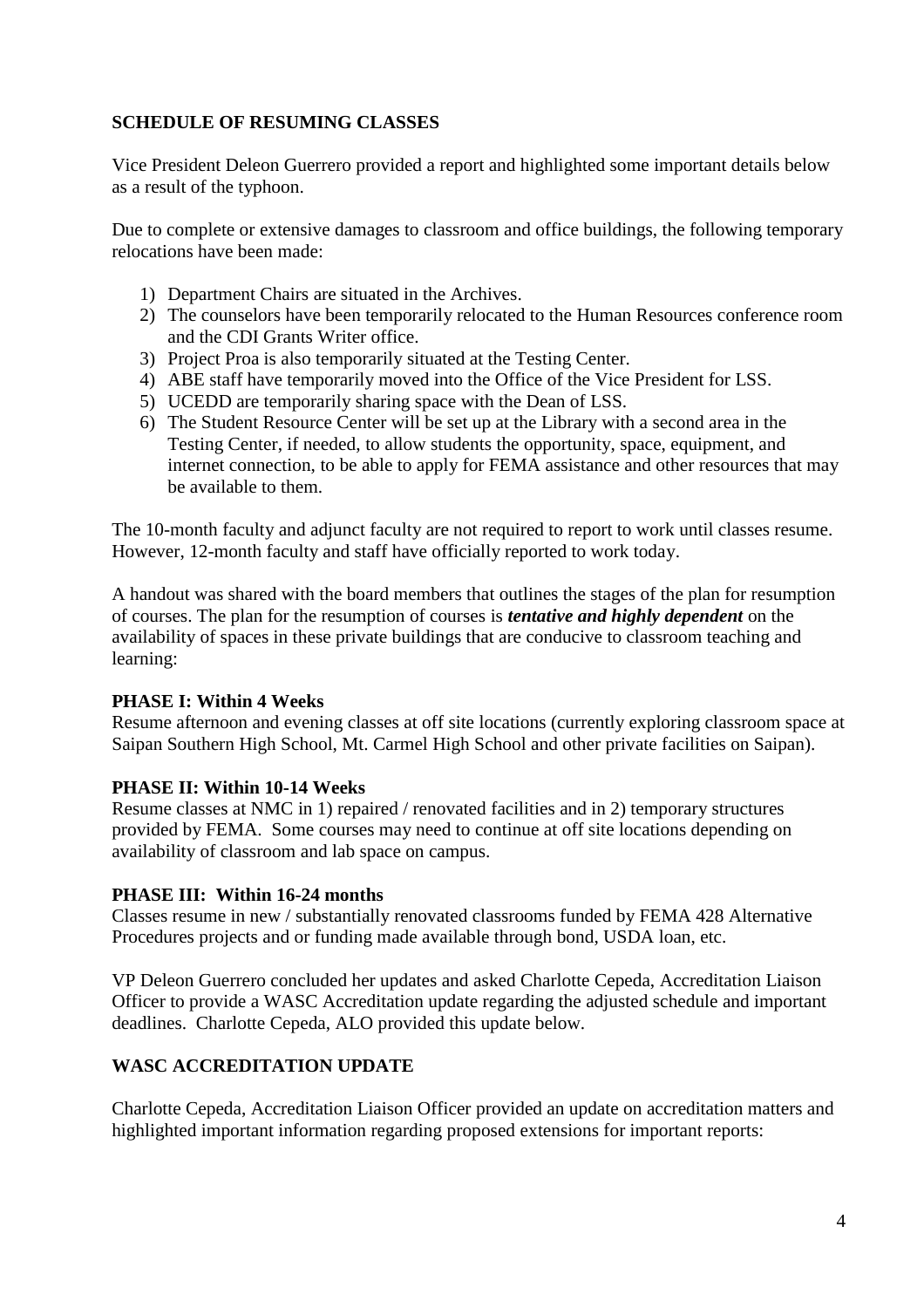## SCHEDULE OF RESUMING CLASSES

Vice President Deleon Guerrero provided a report and highlighted some important details below as a result of the typhoon.

Due to complete or extensive damages to classroom and office buildings, the following temporary relocations have been made:

1) Department Chairs are situated in the Archives.
2) The counselors have been temporarily relocated to the Human Resources conference room and the CDI Grants Writer office.
3) Project Proa is also temporarily situated at the Testing Center.
4) ABE staff have temporarily moved into the Office of the Vice President for LSS.
5) UCEDD are temporarily sharing space with the Dean of LSS.
6) The Student Resource Center will be set up at the Library with a second area in the Testing Center, if needed, to allow students the opportunity, space, equipment, and internet connection, to be able to apply for FEMA assistance and other resources that may be available to them.

The 10-month faculty and adjunct faculty are not required to report to work until classes resume. However, 12-month faculty and staff have officially reported to work today.

A handout was shared with the board members that outlines the stages of the plan for resumption of courses. The plan for the resumption of courses is ***tentative and highly dependent*** on the availability of spaces in these private buildings that are conducive to classroom teaching and learning:

**PHASE I: Within 4 Weeks**
Resume afternoon and evening classes at off site locations (currently exploring classroom space at Saipan Southern High School, Mt. Carmel High School and other private facilities on Saipan).

**PHASE II: Within 10-14 Weeks**
Resume classes at NMC in 1) repaired / renovated facilities and in 2) temporary structures provided by FEMA. Some courses may need to continue at off site locations depending on availability of classroom and lab space on campus.

**PHASE III: Within 16-24 months**
Classes resume in new / substantially renovated classrooms funded by FEMA 428 Alternative Procedures projects and or funding made available through bond, USDA loan, etc.

VP Deleon Guerrero concluded her updates and asked Charlotte Cepeda, Accreditation Liaison Officer to provide a WASC Accreditation update regarding the adjusted schedule and important deadlines. Charlotte Cepeda, ALO provided this update below.

## WASC ACCREDITATION UPDATE

Charlotte Cepeda, Accreditation Liaison Officer provided an update on accreditation matters and highlighted important information regarding proposed extensions for important reports: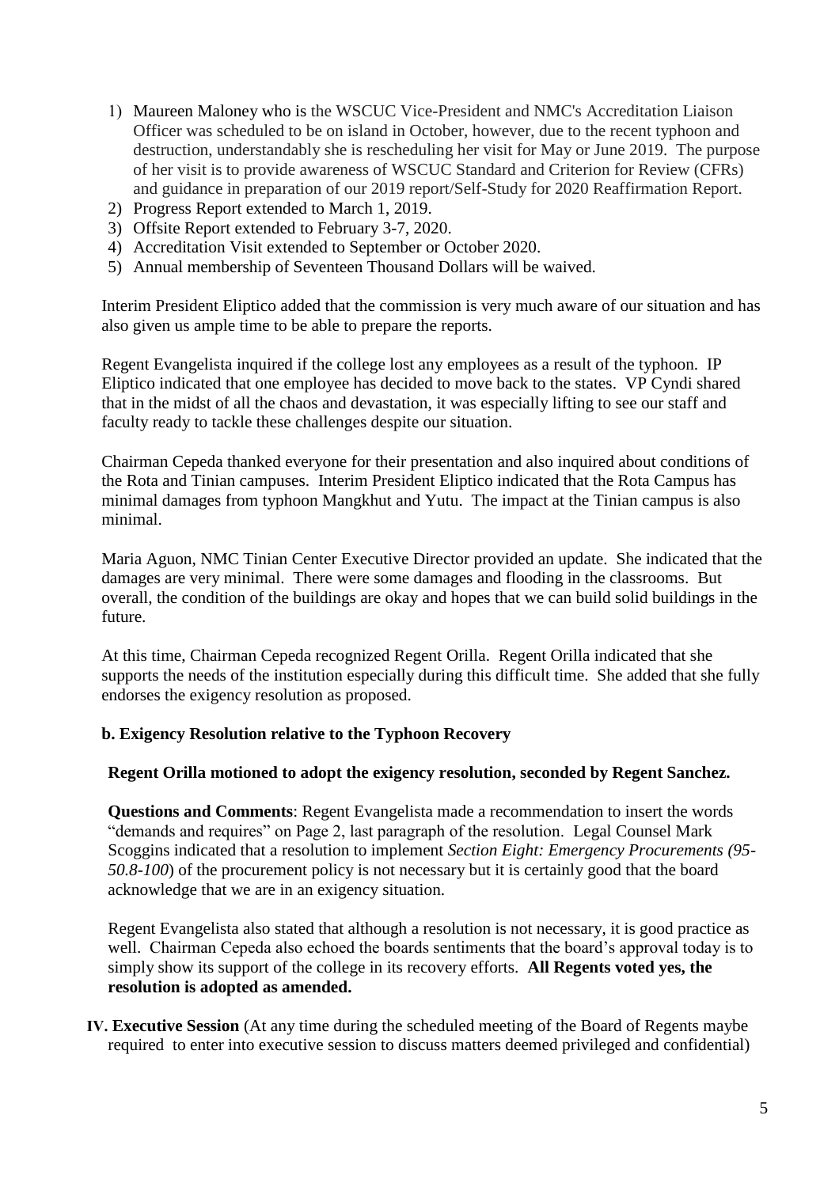1) Maureen Maloney who is the WSCUC Vice-President and NMC's Accreditation Liaison Officer was scheduled to be on island in October, however, due to the recent typhoon and destruction, understandably she is rescheduling her visit for May or June 2019. The purpose of her visit is to provide awareness of WSCUC Standard and Criterion for Review (CFRs) and guidance in preparation of our 2019 report/Self-Study for 2020 Reaffirmation Report.
2) Progress Report extended to March 1, 2019.
3) Offsite Report extended to February 3-7, 2020.
4) Accreditation Visit extended to September or October 2020.
5) Annual membership of Seventeen Thousand Dollars will be waived.

Interim President Eliptico added that the commission is very much aware of our situation and has also given us ample time to be able to prepare the reports.

Regent Evangelista inquired if the college lost any employees as a result of the typhoon. IP Eliptico indicated that one employee has decided to move back to the states. VP Cyndi shared that in the midst of all the chaos and devastation, it was especially lifting to see our staff and faculty ready to tackle these challenges despite our situation.

Chairman Cepeda thanked everyone for their presentation and also inquired about conditions of the Rota and Tinian campuses. Interim President Eliptico indicated that the Rota Campus has minimal damages from typhoon Mangkhut and Yutu. The impact at the Tinian campus is also minimal.

Maria Aguon, NMC Tinian Center Executive Director provided an update. She indicated that the damages are very minimal. There were some damages and flooding in the classrooms. But overall, the condition of the buildings are okay and hopes that we can build solid buildings in the future.

At this time, Chairman Cepeda recognized Regent Orilla. Regent Orilla indicated that she supports the needs of the institution especially during this difficult time. She added that she fully endorses the exigency resolution as proposed.

**b. Exigency Resolution relative to the Typhoon Recovery**

**Regent Orilla motioned to adopt the exigency resolution, seconded by Regent Sanchez.**

**Questions and Comments**: Regent Evangelista made a recommendation to insert the words "demands and requires" on Page 2, last paragraph of the resolution. Legal Counsel Mark Scoggins indicated that a resolution to implement *Section Eight: Emergency Procurements (95-50.8-100*) of the procurement policy is not necessary but it is certainly good that the board acknowledge that we are in an exigency situation.

Regent Evangelista also stated that although a resolution is not necessary, it is good practice as well. Chairman Cepeda also echoed the boards sentiments that the board's approval today is to simply show its support of the college in its recovery efforts. **All Regents voted yes, the resolution is adopted as amended.**

**IV. Executive Session** (At any time during the scheduled meeting of the Board of Regents maybe required to enter into executive session to discuss matters deemed privileged and confidential)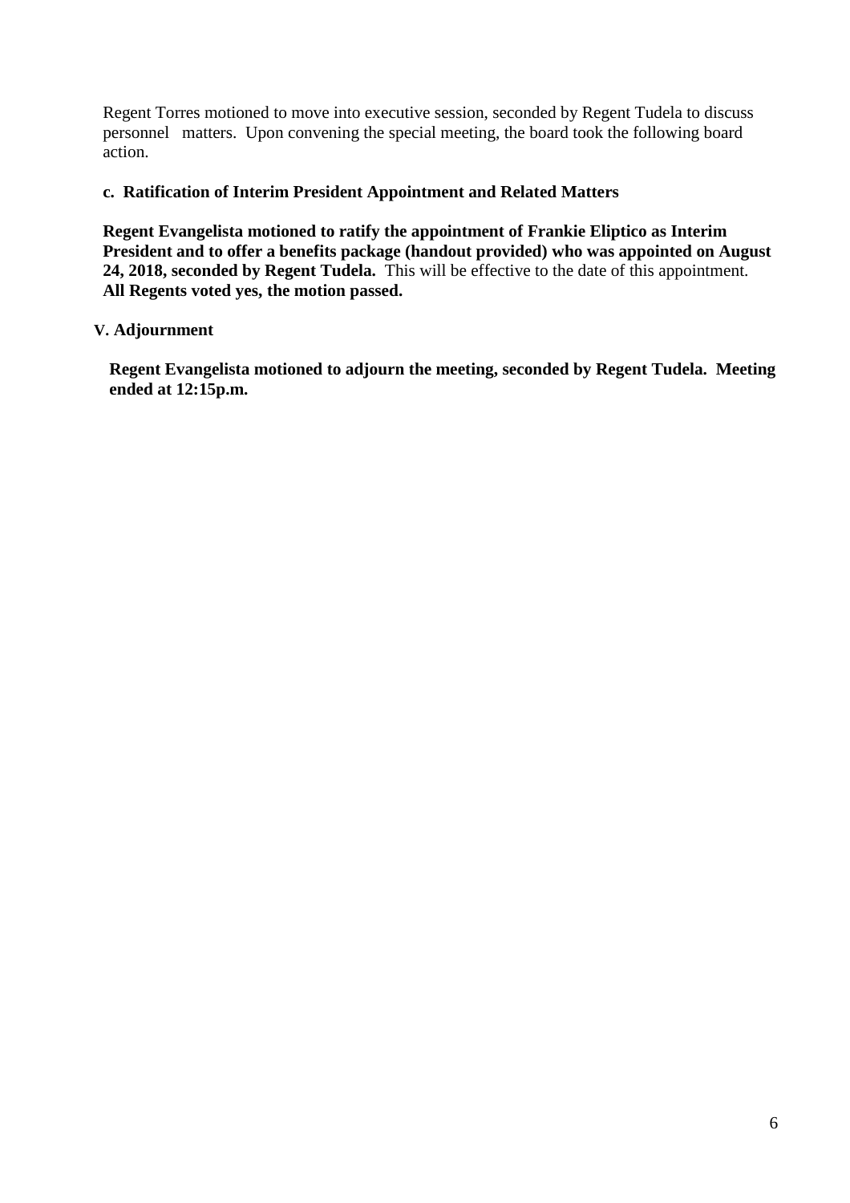Regent Torres motioned to move into executive session, seconded by Regent Tudela to discuss personnel matters. Upon convening the special meeting, the board took the following board action.

**c. Ratification of Interim President Appointment and Related Matters**

**Regent Evangelista motioned to ratify the appointment of Frankie Eliptico as Interim President and to offer a benefits package (handout provided) who was appointed on August 24, 2018, seconded by Regent Tudela.** This will be effective to the date of this appointment. **All Regents voted yes, the motion passed.**

## V. Adjournment

**Regent Evangelista motioned to adjourn the meeting, seconded by Regent Tudela. Meeting ended at 12:15p.m.**